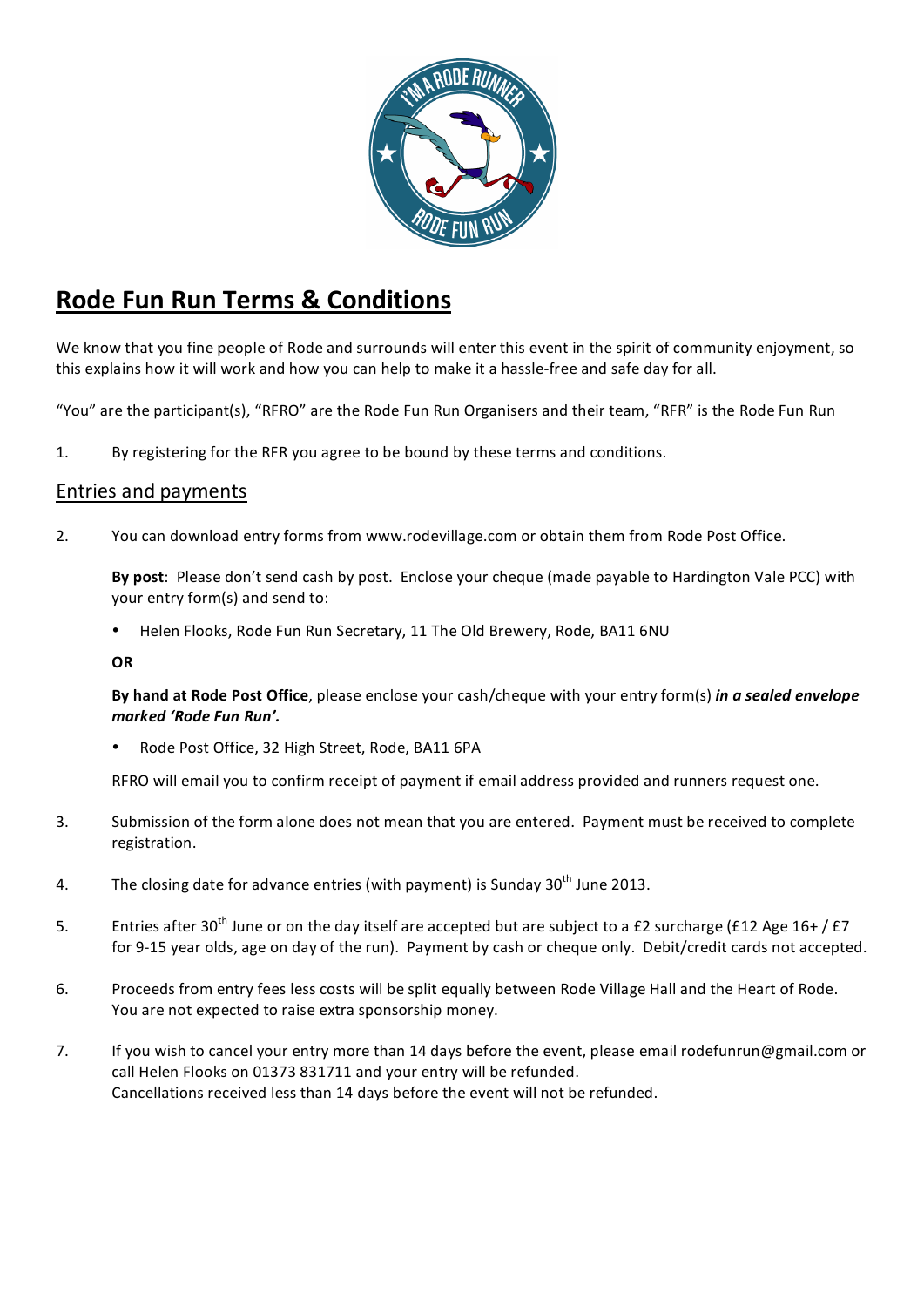# Rode Fun Run Terms & Conditions

We know that you fine people of Rode and surrounds will enter this event in the spirit of community enjoyment, so this explains how it will work and how you can help to make it a hassle-free and safe day for all.

"You" are the participant(s), "RFRO" are the Rode Fun Run Organisers and their team, "RFR" is the Rode Fun Run

1. By registering for the RFR you agree to be bound by these terms and conditions.

## Entries and payments

2. You can download entry forms from www.rodevillage.com or obtain them from Rode Post Office.

   **By post**: Please don't send cash by post. Enclose your cheque (made payable to Hardington Vale PCC) with your entry form(s) and send to:

   - Helen Flooks, Rode Fun Run Secretary, 11 The Old Brewery, Rode, BA11 6NU

   **OR**

   **By hand at Rode Post Office**, please enclose your cash/cheque with your entry form(s) ***in a sealed envelope marked 'Rode Fun Run'.***

   - Rode Post Office, 32 High Street, Rode, BA11 6PA

   RFRO will email you to confirm receipt of payment if email address provided and runners request one.

3. Submission of the form alone does not mean that you are entered. Payment must be received to complete registration.

4. The closing date for advance entries (with payment) is Sunday 30th June 2013.

5. Entries after 30th June or on the day itself are accepted but are subject to a £2 surcharge (£12 Age 16+ / £7 for 9-15 year olds, age on day of the run). Payment by cash or cheque only. Debit/credit cards not accepted.

6. Proceeds from entry fees less costs will be split equally between Rode Village Hall and the Heart of Rode. You are not expected to raise extra sponsorship money.

7. If you wish to cancel your entry more than 14 days before the event, please email rodefunrun@gmail.com or call Helen Flooks on 01373 831711 and your entry will be refunded.
   Cancellations received less than 14 days before the event will not be refunded.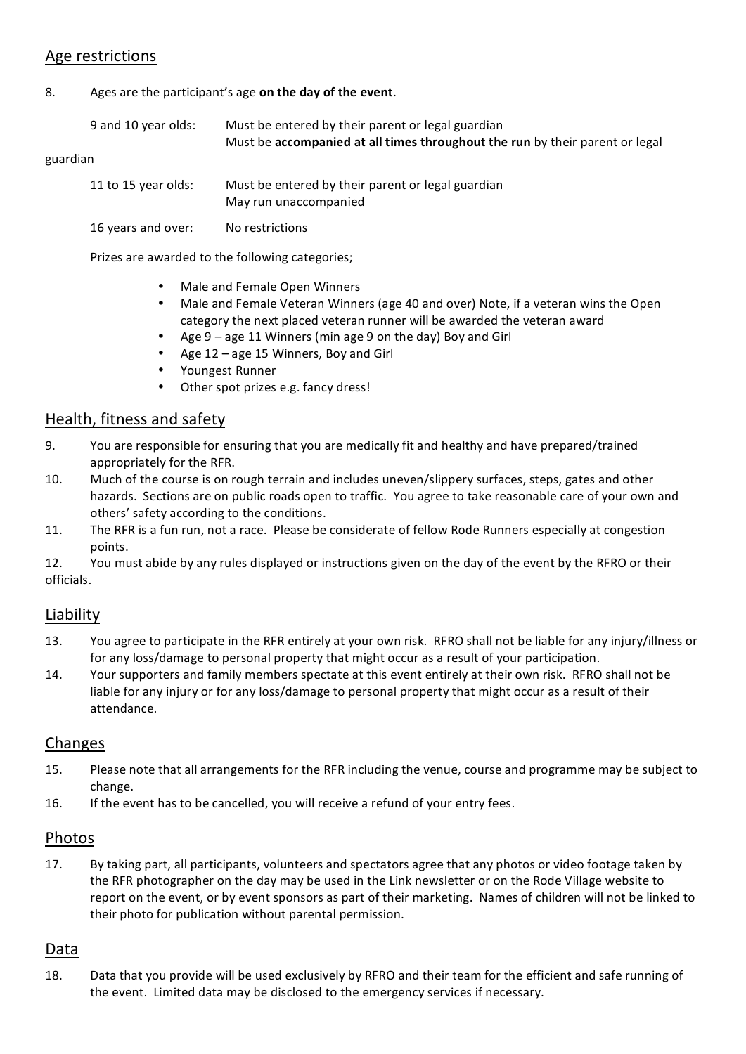## Age restrictions

8. Ages are the participant's age **on the day of the event**.

| | |
|---|---|
| 9 and 10 year olds: | Must be entered by their parent or legal guardian<br>Must be **accompanied at all times throughout the run** by their parent or legal guardian |
| 11 to 15 year olds: | Must be entered by their parent or legal guardian<br>May run unaccompanied |
| 16 years and over: | No restrictions |

Prizes are awarded to the following categories;

- Male and Female Open Winners
- Male and Female Veteran Winners (age 40 and over) Note, if a veteran wins the Open category the next placed veteran runner will be awarded the veteran award
- Age 9 – age 11 Winners (min age 9 on the day) Boy and Girl
- Age 12 – age 15 Winners, Boy and Girl
- Youngest Runner
- Other spot prizes e.g. fancy dress!

## Health, fitness and safety

9. You are responsible for ensuring that you are medically fit and healthy and have prepared/trained appropriately for the RFR.
10. Much of the course is on rough terrain and includes uneven/slippery surfaces, steps, gates and other hazards. Sections are on public roads open to traffic. You agree to take reasonable care of your own and others' safety according to the conditions.
11. The RFR is a fun run, not a race. Please be considerate of fellow Rode Runners especially at congestion points.
12. You must abide by any rules displayed or instructions given on the day of the event by the RFRO or their officials.

## Liability

13. You agree to participate in the RFR entirely at your own risk. RFRO shall not be liable for any injury/illness or for any loss/damage to personal property that might occur as a result of your participation.
14. Your supporters and family members spectate at this event entirely at their own risk. RFRO shall not be liable for any injury or for any loss/damage to personal property that might occur as a result of their attendance.

## Changes

15. Please note that all arrangements for the RFR including the venue, course and programme may be subject to change.
16. If the event has to be cancelled, you will receive a refund of your entry fees.

## Photos

17. By taking part, all participants, volunteers and spectators agree that any photos or video footage taken by the RFR photographer on the day may be used in the Link newsletter or on the Rode Village website to report on the event, or by event sponsors as part of their marketing. Names of children will not be linked to their photo for publication without parental permission.

## Data

18. Data that you provide will be used exclusively by RFRO and their team for the efficient and safe running of the event. Limited data may be disclosed to the emergency services if necessary.